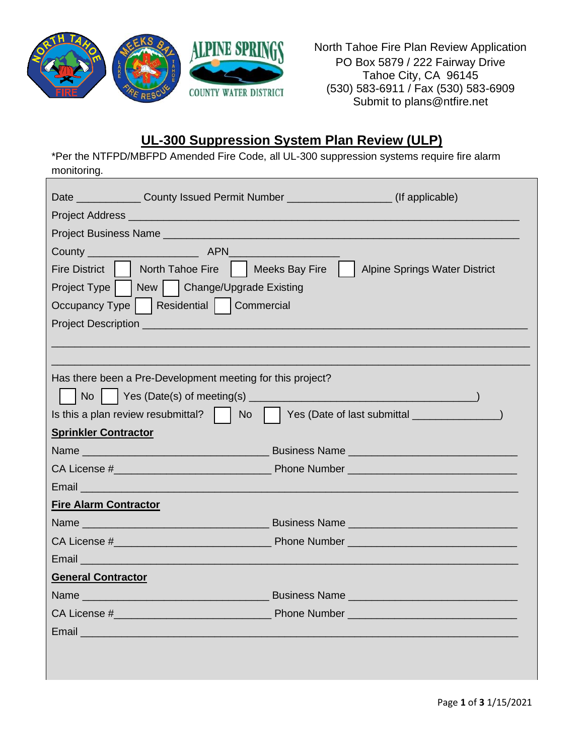North Tahoe Fire Plan Review Application
PO Box 5879 / 222 Fairway Drive
Tahoe City, CA 96145
(530) 583-6911 / Fax (530) 583-6909
Submit to plans@ntfire.net

# UL-300 Suppression System Plan Review (ULP)

*Per the NTFPD/MBFPD Amended Fire Code, all UL-300 suppression systems require fire alarm monitoring.

Date ___________ County Issued Permit Number _________________ (If applicable)

Project Address ______________________________________________________________

Project Business Name _________________________________________________________

County ___________________ APN_________________

Fire District ☐ North Tahoe Fire ☐ Meeks Bay Fire ☐ Alpine Springs Water District

Project Type ☐ New ☐ Change/Upgrade Existing

Occupancy Type ☐ Residential ☐ Commercial

Project Description ____________________________________________________________

______________________________________________________________________________

______________________________________________________________________________

Has there been a Pre-Development meeting for this project?

☐ No ☐ Yes (Date(s) of meeting(s) ______________________________________)

Is this a plan review resubmittal? ☐ No ☐ Yes (Date of last submittal ______________)

**Sprinkler Contractor**

Name _______________________________ Business Name ____________________________

CA License #__________________________ Phone Number ____________________________

Email ________________________________________________________________________

**Fire Alarm Contractor**

Name _______________________________ Business Name ____________________________

CA License #__________________________ Phone Number ____________________________

Email ________________________________________________________________________

**General Contractor**

Name _______________________________ Business Name ____________________________

CA License #__________________________ Phone Number ____________________________

Email ________________________________________________________________________

1/15/2021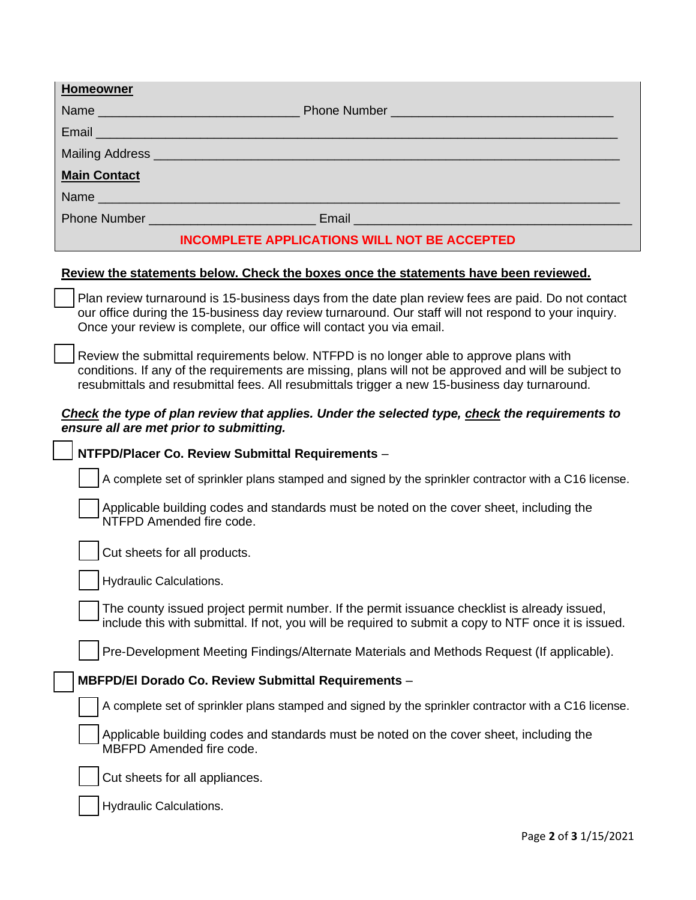**Homeowner**

Name \_\_\_\_\_\_\_\_\_\_\_\_\_\_\_\_\_\_\_\_\_\_\_\_\_\_\_\_ Phone Number \_\_\_\_\_\_\_\_\_\_\_\_\_\_\_\_\_\_\_\_\_\_\_\_\_\_\_\_\_\_\_

Email \_\_\_\_\_\_\_\_\_\_\_\_\_\_\_\_\_\_\_\_\_\_\_\_\_\_\_\_\_\_\_\_\_\_\_\_\_\_\_\_\_\_\_\_\_\_\_\_\_\_\_\_\_\_\_\_\_\_\_\_\_\_\_\_\_\_\_\_\_\_\_

Mailing Address \_\_\_\_\_\_\_\_\_\_\_\_\_\_\_\_\_\_\_\_\_\_\_\_\_\_\_\_\_\_\_\_\_\_\_\_\_\_\_\_\_\_\_\_\_\_\_\_\_\_\_\_\_\_\_\_\_\_\_\_\_\_

**Main Contact**

Name \_\_\_\_\_\_\_\_\_\_\_\_\_\_\_\_\_\_\_\_\_\_\_\_\_\_\_\_\_\_\_\_\_\_\_\_\_\_\_\_\_\_\_\_\_\_\_\_\_\_\_\_\_\_\_\_\_\_\_\_\_\_\_\_\_\_\_\_\_\_\_

Phone Number \_\_\_\_\_\_\_\_\_\_\_\_\_\_\_\_\_\_\_\_\_\_\_ Email \_\_\_\_\_\_\_\_\_\_\_\_\_\_\_\_\_\_\_\_\_\_\_\_\_\_\_\_\_\_\_\_\_\_\_\_\_\_\_

**INCOMPLETE APPLICATIONS WILL NOT BE ACCEPTED**

**Review the statements below. Check the boxes once the statements have been reviewed.**

- ☐ Plan review turnaround is 15-business days from the date plan review fees are paid. Do not contact our office during the 15-business day review turnaround. Our staff will not respond to your inquiry. Once your review is complete, our office will contact you via email.

- ☐ Review the submittal requirements below. NTFPD is no longer able to approve plans with conditions. If any of the requirements are missing, plans will not be approved and will be subject to resubmittals and resubmittal fees. All resubmittals trigger a new 15-business day turnaround.

***Check* the type of plan review that applies. Under the selected type, *check* the requirements to ensure all are met prior to submitting.**

☐ **NTFPD/Placer Co. Review Submittal Requirements** –

- ☐ A complete set of sprinkler plans stamped and signed by the sprinkler contractor with a C16 license.
- ☐ Applicable building codes and standards must be noted on the cover sheet, including the NTFPD Amended fire code.
- ☐ Cut sheets for all products.
- ☐ Hydraulic Calculations.
- ☐ The county issued project permit number. If the permit issuance checklist is already issued, include this with submittal. If not, you will be required to submit a copy to NTF once it is issued.
- ☐ Pre-Development Meeting Findings/Alternate Materials and Methods Request (If applicable).

☐ **MBFPD/El Dorado Co. Review Submittal Requirements** –

- ☐ A complete set of sprinkler plans stamped and signed by the sprinkler contractor with a C16 license.
- ☐ Applicable building codes and standards must be noted on the cover sheet, including the MBFPD Amended fire code.
- ☐ Cut sheets for all appliances.
- ☐ Hydraulic Calculations.

1/15/2021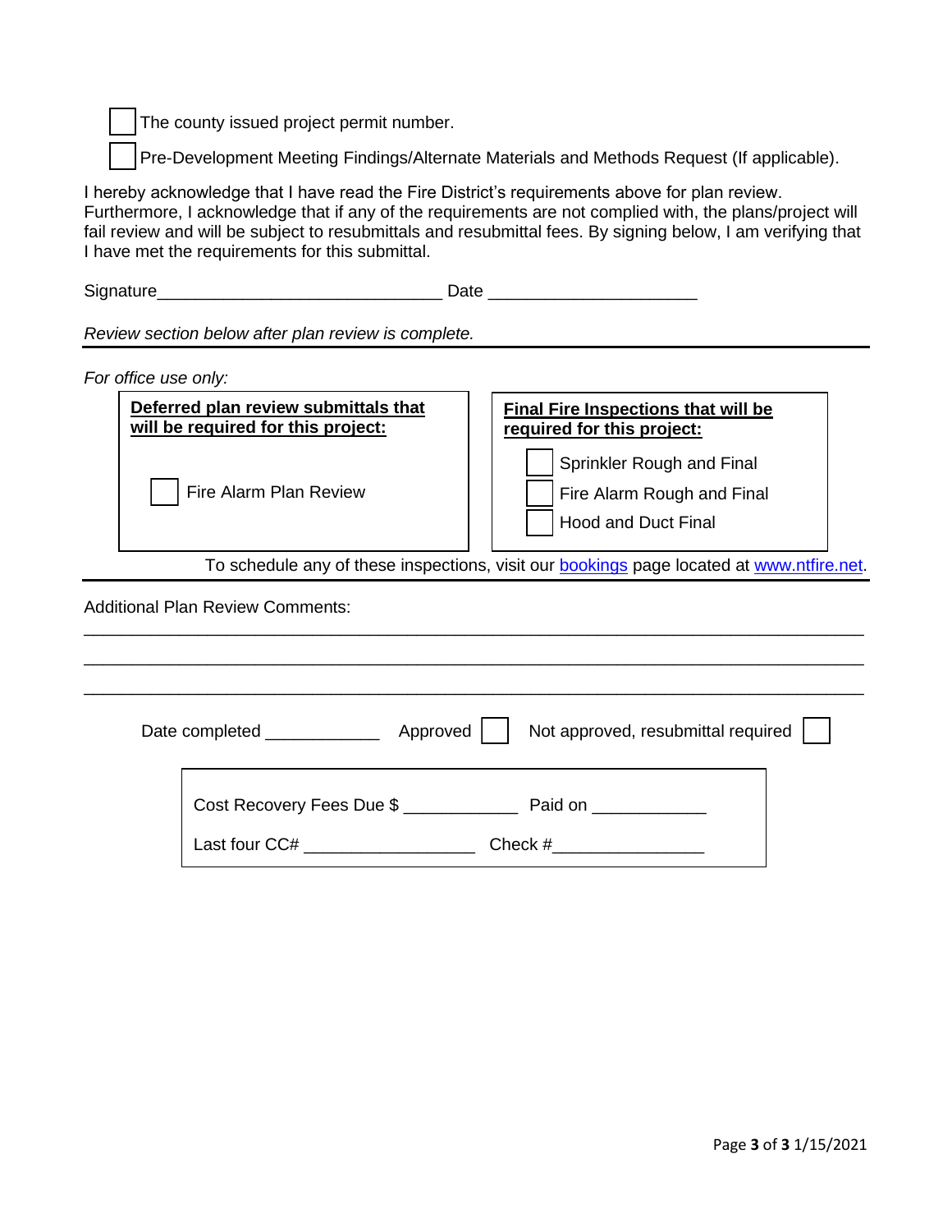- [ ] The county issued project permit number.
- [ ] Pre-Development Meeting Findings/Alternate Materials and Methods Request (If applicable).

I hereby acknowledge that I have read the Fire District's requirements above for plan review. Furthermore, I acknowledge that if any of the requirements are not complied with, the plans/project will fail review and will be subject to resubmittals and resubmittal fees. By signing below, I am verifying that I have met the requirements for this submittal.

Signature______________________________ Date _____________________

*Review section below after plan review is complete.*

---

*For office use only:*

**Deferred plan review submittals that will be required for this project:**

- [ ] Fire Alarm Plan Review

**Final Fire Inspections that will be required for this project:**

- [ ] Sprinkler Rough and Final
- [ ] Fire Alarm Rough and Final
- [ ] Hood and Duct Final

To schedule any of these inspections, visit our bookings page located at www.ntfire.net.

---

Additional Plan Review Comments:

_____________________________________________________________________________

_____________________________________________________________________________

_____________________________________________________________________________

Date completed ____________ Approved [ ] Not approved, resubmittal required [ ]

Cost Recovery Fees Due $ ____________ Paid on ____________

Last four CC# _________________ Check #_______________